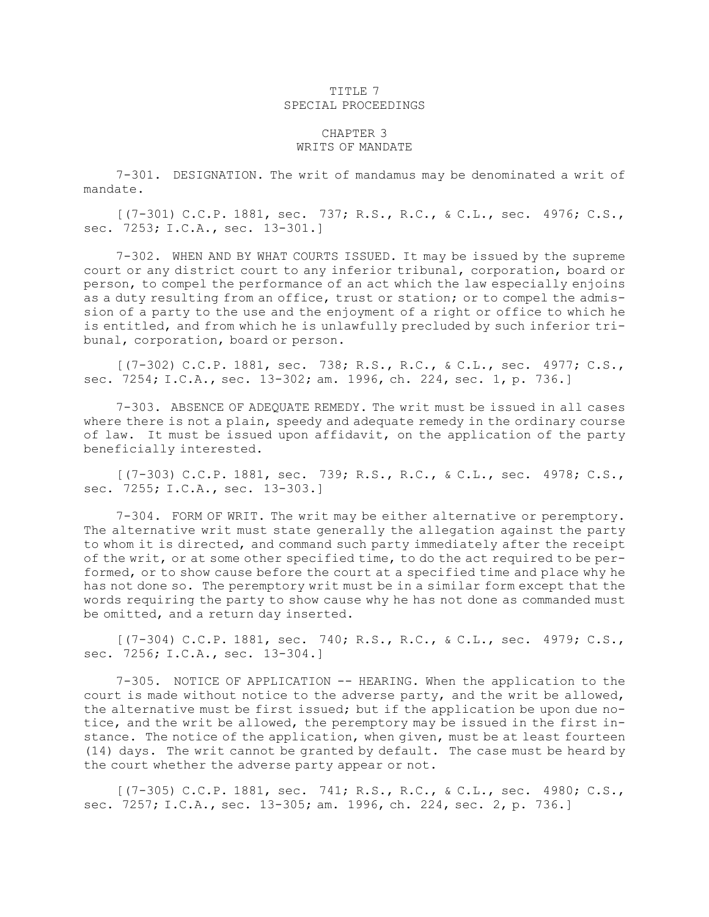# TITLE 7
# SPECIAL PROCEEDINGS

## CHAPTER 3
## WRITS OF MANDATE

7-301. DESIGNATION. The writ of mandamus may be denominated a writ of mandate.

[(7-301) C.C.P. 1881, sec. 737; R.S., R.C., & C.L., sec. 4976; C.S., sec. 7253; I.C.A., sec. 13-301.]

7-302. WHEN AND BY WHAT COURTS ISSUED. It may be issued by the supreme court or any district court to any inferior tribunal, corporation, board or person, to compel the performance of an act which the law especially enjoins as a duty resulting from an office, trust or station; or to compel the admission of a party to the use and the enjoyment of a right or office to which he is entitled, and from which he is unlawfully precluded by such inferior tribunal, corporation, board or person.

[(7-302) C.C.P. 1881, sec. 738; R.S., R.C., & C.L., sec. 4977; C.S., sec. 7254; I.C.A., sec. 13-302; am. 1996, ch. 224, sec. 1, p. 736.]

7-303. ABSENCE OF ADEQUATE REMEDY. The writ must be issued in all cases where there is not a plain, speedy and adequate remedy in the ordinary course of law. It must be issued upon affidavit, on the application of the party beneficially interested.

[(7-303) C.C.P. 1881, sec. 739; R.S., R.C., & C.L., sec. 4978; C.S., sec. 7255; I.C.A., sec. 13-303.]

7-304. FORM OF WRIT. The writ may be either alternative or peremptory. The alternative writ must state generally the allegation against the party to whom it is directed, and command such party immediately after the receipt of the writ, or at some other specified time, to do the act required to be performed, or to show cause before the court at a specified time and place why he has not done so. The peremptory writ must be in a similar form except that the words requiring the party to show cause why he has not done as commanded must be omitted, and a return day inserted.

[(7-304) C.C.P. 1881, sec. 740; R.S., R.C., & C.L., sec. 4979; C.S., sec. 7256; I.C.A., sec. 13-304.]

7-305. NOTICE OF APPLICATION -- HEARING. When the application to the court is made without notice to the adverse party, and the writ be allowed, the alternative must be first issued; but if the application be upon due notice, and the writ be allowed, the peremptory may be issued in the first instance. The notice of the application, when given, must be at least fourteen (14) days. The writ cannot be granted by default. The case must be heard by the court whether the adverse party appear or not.

[(7-305) C.C.P. 1881, sec. 741; R.S., R.C., & C.L., sec. 4980; C.S., sec. 7257; I.C.A., sec. 13-305; am. 1996, ch. 224, sec. 2, p. 736.]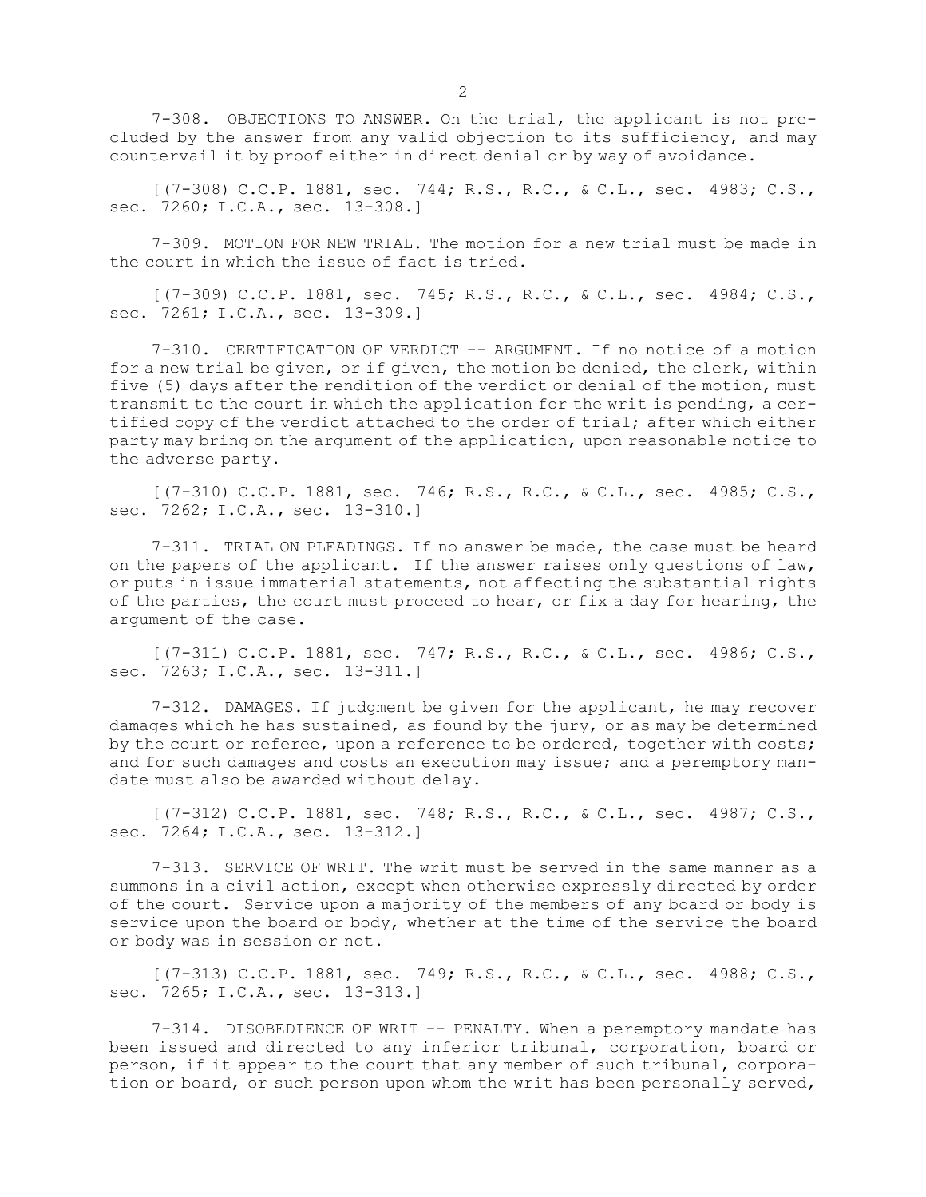7-308. OBJECTIONS TO ANSWER. On the trial, the applicant is not precluded by the answer from any valid objection to its sufficiency, and may countervail it by proof either in direct denial or by way of avoidance.

[(7-308) C.C.P. 1881, sec. 744; R.S., R.C., & C.L., sec. 4983; C.S., sec. 7260; I.C.A., sec. 13-308.]

7-309. MOTION FOR NEW TRIAL. The motion for a new trial must be made in the court in which the issue of fact is tried.

[(7-309) C.C.P. 1881, sec. 745; R.S., R.C., & C.L., sec. 4984; C.S., sec. 7261; I.C.A., sec. 13-309.]

7-310. CERTIFICATION OF VERDICT -- ARGUMENT. If no notice of a motion for a new trial be given, or if given, the motion be denied, the clerk, within five (5) days after the rendition of the verdict or denial of the motion, must transmit to the court in which the application for the writ is pending, a certified copy of the verdict attached to the order of trial; after which either party may bring on the argument of the application, upon reasonable notice to the adverse party.

[(7-310) C.C.P. 1881, sec. 746; R.S., R.C., & C.L., sec. 4985; C.S., sec. 7262; I.C.A., sec. 13-310.]

7-311. TRIAL ON PLEADINGS. If no answer be made, the case must be heard on the papers of the applicant. If the answer raises only questions of law, or puts in issue immaterial statements, not affecting the substantial rights of the parties, the court must proceed to hear, or fix a day for hearing, the argument of the case.

[(7-311) C.C.P. 1881, sec. 747; R.S., R.C., & C.L., sec. 4986; C.S., sec. 7263; I.C.A., sec. 13-311.]

7-312. DAMAGES. If judgment be given for the applicant, he may recover damages which he has sustained, as found by the jury, or as may be determined by the court or referee, upon a reference to be ordered, together with costs; and for such damages and costs an execution may issue; and a peremptory mandate must also be awarded without delay.

[(7-312) C.C.P. 1881, sec. 748; R.S., R.C., & C.L., sec. 4987; C.S., sec. 7264; I.C.A., sec. 13-312.]

7-313. SERVICE OF WRIT. The writ must be served in the same manner as a summons in a civil action, except when otherwise expressly directed by order of the court. Service upon a majority of the members of any board or body is service upon the board or body, whether at the time of the service the board or body was in session or not.

[(7-313) C.C.P. 1881, sec. 749; R.S., R.C., & C.L., sec. 4988; C.S., sec. 7265; I.C.A., sec. 13-313.]

7-314. DISOBEDIENCE OF WRIT -- PENALTY. When a peremptory mandate has been issued and directed to any inferior tribunal, corporation, board or person, if it appear to the court that any member of such tribunal, corporation or board, or such person upon whom the writ has been personally served,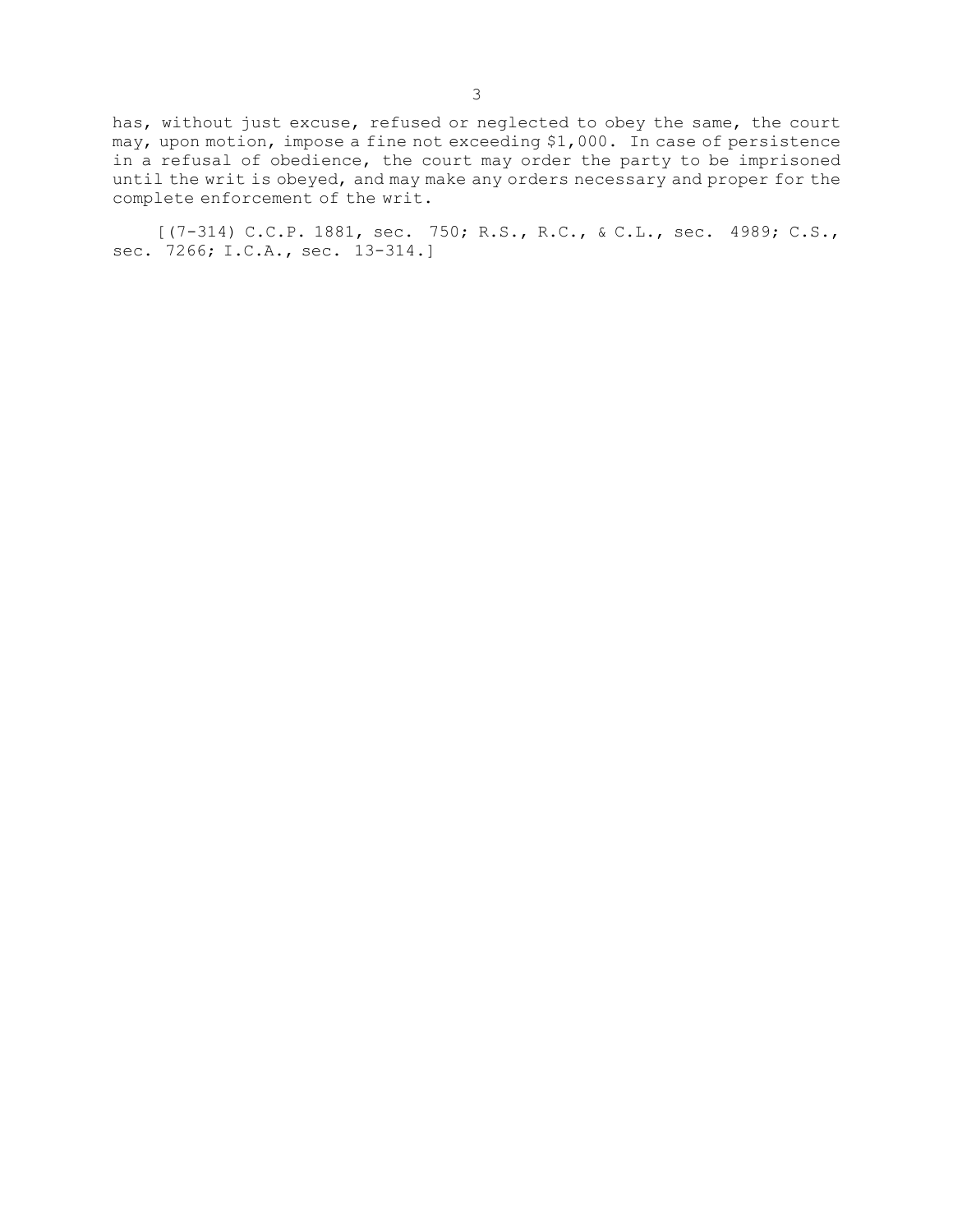has, without just excuse, refused or neglected to obey the same, the court may, upon motion, impose a fine not exceeding $1,000. In case of persistence in a refusal of obedience, the court may order the party to be imprisoned until the writ is obeyed, and may make any orders necessary and proper for the complete enforcement of the writ.

[(7-314) C.C.P. 1881, sec. 750; R.S., R.C., & C.L., sec. 4989; C.S., sec. 7266; I.C.A., sec. 13-314.]